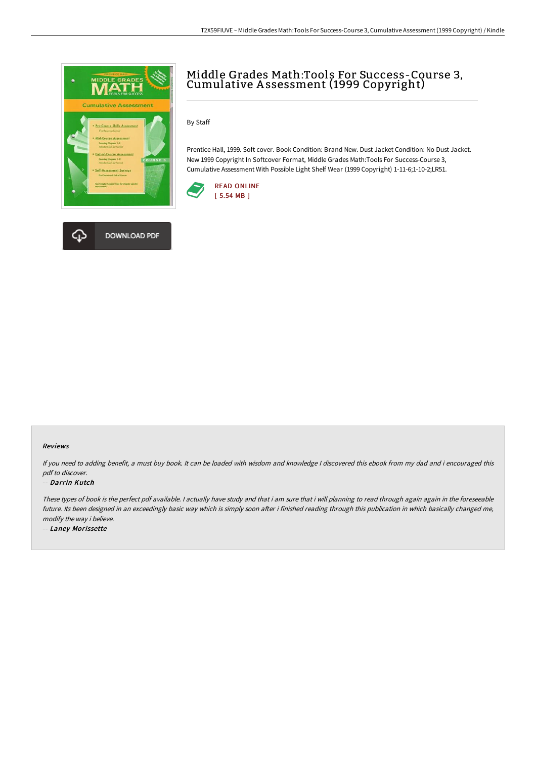# Middle Grades Math:Tools For Success-Course 3, Cumulative Assessment (1999 Copyright)

By Staff

Prentice Hall, 1999. Soft cover. Book Condition: Brand New. Dust Jacket Condition: No Dust Jacket. New 1999 Copyright In Softcover Format, Middle Grades Math:Tools For Success-Course 3, Cumulative Assessment With Possible Light Shelf Wear (1999 Copyright) 1-11-6;1-10-2;LR51.

READ ONLINE
[ 5.54 MB ]

DOWNLOAD PDF

### Reviews

*If you need to adding benefit, a must buy book. It can be loaded with wisdom and knowledge I discovered this ebook from my dad and i encouraged this pdf to discover.*

-- *Darrin Kutch*

*These types of book is the perfect pdf available. I actually have study and that i am sure that i will planning to read through again again in the foreseeable future. Its been designed in an exceedingly basic way which is simply soon after i finished reading through this publication in which basically changed me, modify the way i believe.*

-- *Laney Morissette*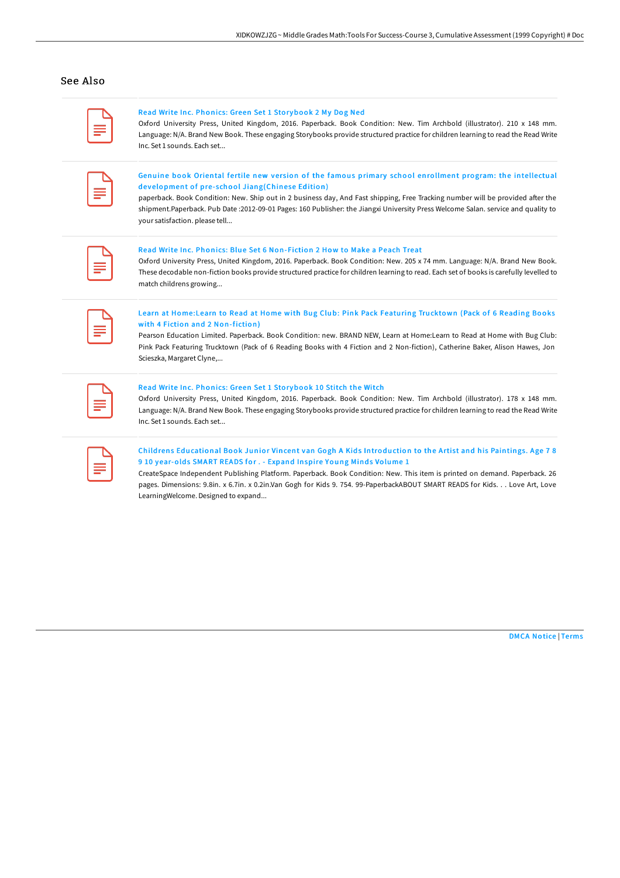## See Also

**Read Write Inc. Phonics: Green Set 1 Storybook 2 My Dog Ned**

Oxford University Press, United Kingdom, 2016. Paperback. Book Condition: New. Tim Archbold (illustrator). 210 x 148 mm. Language: N/A. Brand New Book. These engaging Storybooks provide structured practice for children learning to read the Read Write Inc. Set 1 sounds. Each set...

**Genuine book Oriental fertile new version of the famous primary school enrollment program: the intellectual development of pre-school Jiang(Chinese Edition)**

paperback. Book Condition: New. Ship out in 2 business day, And Fast shipping, Free Tracking number will be provided after the shipment.Paperback. Pub Date :2012-09-01 Pages: 160 Publisher: the Jiangxi University Press Welcome Salan. service and quality to your satisfaction. please tell...

**Read Write Inc. Phonics: Blue Set 6 Non-Fiction 2 How to Make a Peach Treat**

Oxford University Press, United Kingdom, 2016. Paperback. Book Condition: New. 205 x 74 mm. Language: N/A. Brand New Book. These decodable non-fiction books provide structured practice for children learning to read. Each set of books is carefully levelled to match childrens growing...

**Learn at Home:Learn to Read at Home with Bug Club: Pink Pack Featuring Trucktown (Pack of 6 Reading Books with 4 Fiction and 2 Non-fiction)**

Pearson Education Limited. Paperback. Book Condition: new. BRAND NEW, Learn at Home:Learn to Read at Home with Bug Club: Pink Pack Featuring Trucktown (Pack of 6 Reading Books with 4 Fiction and 2 Non-fiction), Catherine Baker, Alison Hawes, Jon Scieszka, Margaret Clyne,...

**Read Write Inc. Phonics: Green Set 1 Storybook 10 Stitch the Witch**

Oxford University Press, United Kingdom, 2016. Paperback. Book Condition: New. Tim Archbold (illustrator). 178 x 148 mm. Language: N/A. Brand New Book. These engaging Storybooks provide structured practice for children learning to read the Read Write Inc. Set 1 sounds. Each set...

**Childrens Educational Book Junior Vincent van Gogh A Kids Introduction to the Artist and his Paintings. Age 7 8 9 10 year-olds SMART READS for . - Expand Inspire Young Minds Volume 1**

CreateSpace Independent Publishing Platform. Paperback. Book Condition: New. This item is printed on demand. Paperback. 26 pages. Dimensions: 9.8in. x 6.7in. x 0.2in.Van Gogh for Kids 9. 754. 99-PaperbackABOUT SMART READS for Kids. . . Love Art, Love LearningWelcome. Designed to expand...

DMCA Notice | Terms